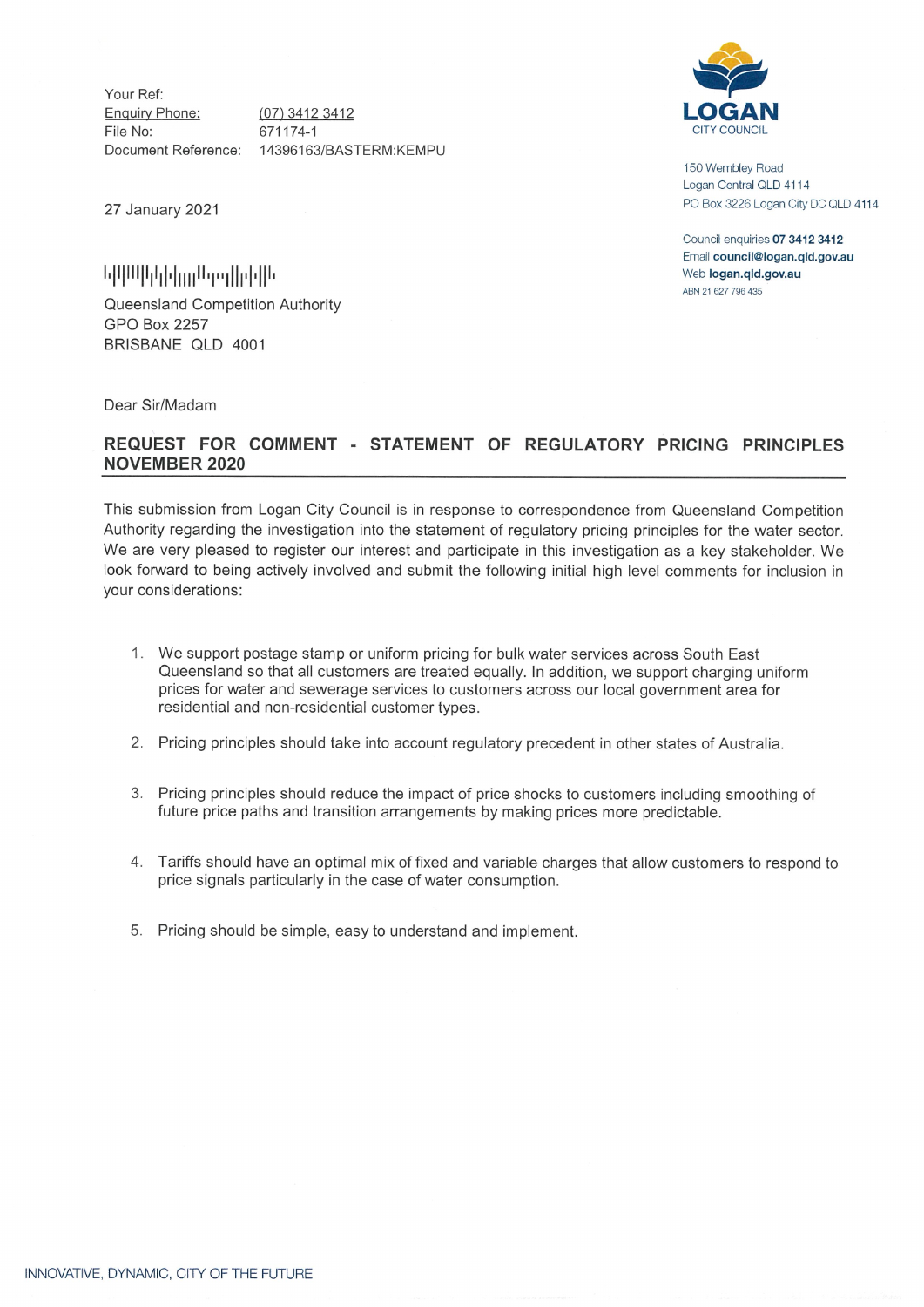Your Ref:
Enquiry Phone: (07) 3412 3412
File No: 671174-1
Document Reference: 14396163/BASTERM:KEMPU

**LOGAN**
CITY COUNCIL

150 Wembley Road
Logan Central QLD 4114
PO Box 3226 Logan City DC QLD 4114

Council enquiries **07 3412 3412**
Email **council@logan.qld.gov.au**
Web **logan.qld.gov.au**
ABN 21 627 796 435

27 January 2021

Queensland Competition Authority
GPO Box 2257
BRISBANE QLD 4001

Dear Sir/Madam

**REQUEST FOR COMMENT - STATEMENT OF REGULATORY PRICING PRINCIPLES NOVEMBER 2020**

This submission from Logan City Council is in response to correspondence from Queensland Competition Authority regarding the investigation into the statement of regulatory pricing principles for the water sector. We are very pleased to register our interest and participate in this investigation as a key stakeholder. We look forward to being actively involved and submit the following initial high level comments for inclusion in your considerations:

1. We support postage stamp or uniform pricing for bulk water services across South East Queensland so that all customers are treated equally. In addition, we support charging uniform prices for water and sewerage services to customers across our local government area for residential and non-residential customer types.

2. Pricing principles should take into account regulatory precedent in other states of Australia.

3. Pricing principles should reduce the impact of price shocks to customers including smoothing of future price paths and transition arrangements by making prices more predictable.

4. Tariffs should have an optimal mix of fixed and variable charges that allow customers to respond to price signals particularly in the case of water consumption.

5. Pricing should be simple, easy to understand and implement.

INNOVATIVE, DYNAMIC, CITY OF THE FUTURE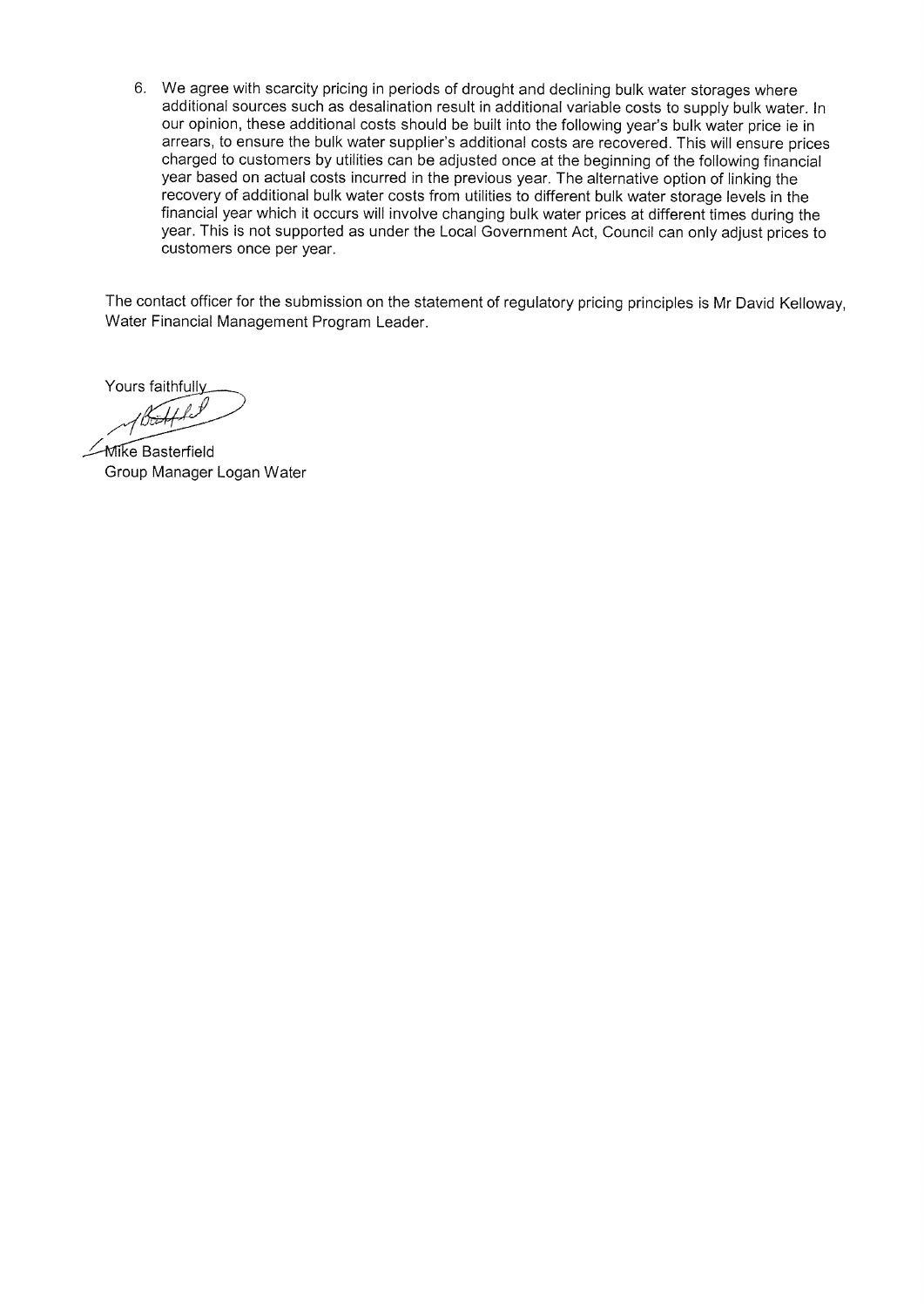6. We agree with scarcity pricing in periods of drought and declining bulk water storages where additional sources such as desalination result in additional variable costs to supply bulk water. In our opinion, these additional costs should be built into the following year's bulk water price ie in arrears, to ensure the bulk water supplier's additional costs are recovered. This will ensure prices charged to customers by utilities can be adjusted once at the beginning of the following financial year based on actual costs incurred in the previous year. The alternative option of linking the recovery of additional bulk water costs from utilities to different bulk water storage levels in the financial year which it occurs will involve changing bulk water prices at different times during the year. This is not supported as under the Local Government Act, Council can only adjust prices to customers once per year.

The contact officer for the submission on the statement of regulatory pricing principles is Mr David Kelloway, Water Financial Management Program Leader.

Yours faithfully

Mike Basterfield
Group Manager Logan Water